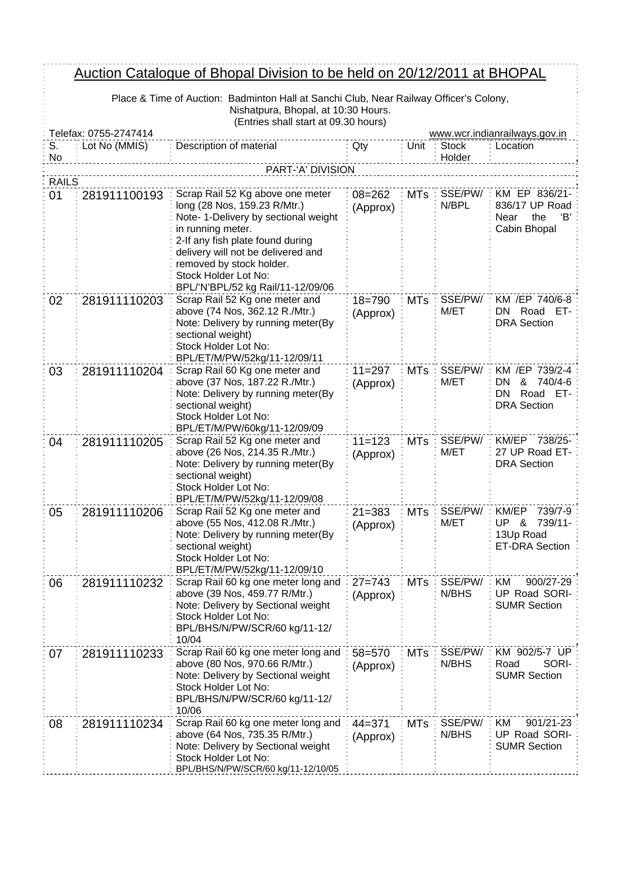# Auction Catalogue of Bhopal Division to be held on 20/12/2011 at BHOPAL

Place & Time of Auction: Badminton Hall at Sanchi Club, Near Railway Officer's Colony, Nishatpura, Bhopal, at 10:30 Hours.
(Entries shall start at 09.30 hours)

Telefax: 0755-2747414 www.wcr.indianrailways.gov.in

| S. No | Lot No (MMIS) | Description of material | Qty | Unit | Stock Holder | Location |
|---|---|---|---|---|---|---|
| | | PART-'A' DIVISION | | | | |
| RAILS | | | | | | |
| 01 | 281911100193 | Scrap Rail 52 Kg above one meter long (28 Nos, 159.23 R/Mtr.)<br>Note- 1-Delivery by sectional weight in running meter.<br>2-If any fish plate found during delivery will not be delivered and removed by stock holder.<br>Stock Holder Lot No: BPL/'N'BPL/52 kg Rail/11-12/09/06 | 08=262 (Approx) | MTs | SSE/PW/ N/BPL | KM EP 836/21-836/17 UP Road Near the 'B' Cabin Bhopal |
| 02 | 281911110203 | Scrap Rail 52 Kg one meter and above (74 Nos, 362.12 R./Mtr.)<br>Note: Delivery by running meter(By sectional weight)<br>Stock Holder Lot No: BPL/ET/M/PW/52kg/11-12/09/11 | 18=790 (Approx) | MTs | SSE/PW/ M/ET | KM /EP 740/6-8 DN Road ET-DRA Section |
| 03 | 281911110204 | Scrap Rail 60 Kg one meter and above (37 Nos, 187.22 R./Mtr.)<br>Note: Delivery by running meter(By sectional weight)<br>Stock Holder Lot No: BPL/ET/M/PW/60kg/11-12/09/09 | 11=297 (Approx) | MTs | SSE/PW/ M/ET | KM /EP 739/2-4 DN & 740/4-6 DN Road ET-DRA Section |
| 04 | 281911110205 | Scrap Rail 52 Kg one meter and above (26 Nos, 214.35 R./Mtr.)<br>Note: Delivery by running meter(By sectional weight)<br>Stock Holder Lot No: BPL/ET/M/PW/52kg/11-12/09/08 | 11=123 (Approx) | MTs | SSE/PW/ M/ET | KM/EP 738/25-27 UP Road ET-DRA Section |
| 05 | 281911110206 | Scrap Rail 52 Kg one meter and above (55 Nos, 412.08 R./Mtr.)<br>Note: Delivery by running meter(By sectional weight)<br>Stock Holder Lot No: BPL/ET/M/PW/52kg/11-12/09/10 | 21=383 (Approx) | MTs | SSE/PW/ M/ET | KM/EP 739/7-9 UP & 739/11-13Up Road ET-DRA Section |
| 06 | 281911110232 | Scrap Rail 60 kg one meter long and above (39 Nos, 459.77 R/Mtr.)<br>Note: Delivery by Sectional weight<br>Stock Holder Lot No: BPL/BHS/N/PW/SCR/60 kg/11-12/10/04 | 27=743 (Approx) | MTs | SSE/PW/ N/BHS | KM 900/27-29 UP Road SORI-SUMR Section |
| 07 | 281911110233 | Scrap Rail 60 kg one meter long and above (80 Nos, 970.66 R/Mtr.)<br>Note: Delivery by Sectional weight<br>Stock Holder Lot No: BPL/BHS/N/PW/SCR/60 kg/11-12/10/06 | 58=570 (Approx) | MTs | SSE/PW/ N/BHS | KM 902/5-7 UP Road SORI-SUMR Section |
| 08 | 281911110234 | Scrap Rail 60 kg one meter long and above (64 Nos, 735.35 R/Mtr.)<br>Note: Delivery by Sectional weight<br>Stock Holder Lot No: BPL/BHS/N/PW/SCR/60 kg/11-12/10/05 | 44=371 (Approx) | MTs | SSE/PW/ N/BHS | KM 901/21-23 UP Road SORI-SUMR Section |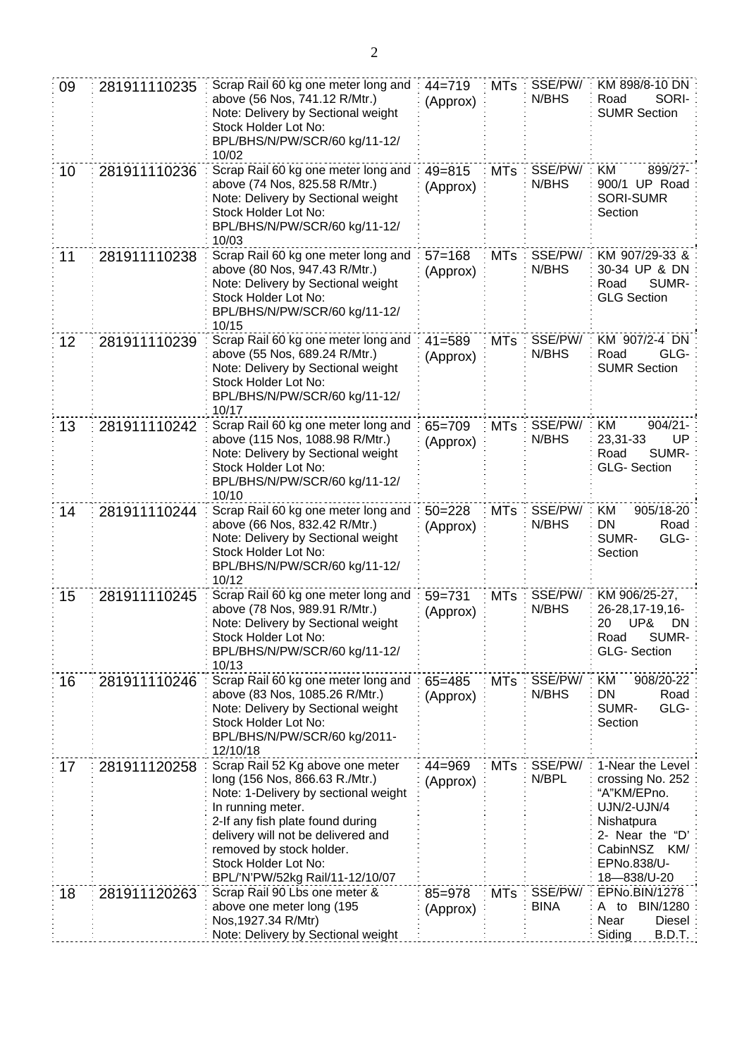| 09 | 281911110235 | Scrap Rail 60 kg one meter long and above (56 Nos, 741.12 R/Mtr.) Note: Delivery by Sectional weight Stock Holder Lot No: BPL/BHS/N/PW/SCR/60 kg/11-12/ 10/02 | 44=719 (Approx) | MTs | SSE/PW/ N/BHS | KM 898/8-10 DN Road SORI-SUMR Section |
|---|---|---|---|---|---|---|
| 10 | 281911110236 | Scrap Rail 60 kg one meter long and above (74 Nos, 825.58 R/Mtr.) Note: Delivery by Sectional weight Stock Holder Lot No: BPL/BHS/N/PW/SCR/60 kg/11-12/ 10/03 | 49=815 (Approx) | MTs | SSE/PW/ N/BHS | KM 899/27-900/1 UP Road SORI-SUMR Section |
| 11 | 281911110238 | Scrap Rail 60 kg one meter long and above (80 Nos, 947.43 R/Mtr.) Note: Delivery by Sectional weight Stock Holder Lot No: BPL/BHS/N/PW/SCR/60 kg/11-12/ 10/15 | 57=168 (Approx) | MTs | SSE/PW/ N/BHS | KM 907/29-33 & 30-34 UP & DN Road SUMR-GLG Section |
| 12 | 281911110239 | Scrap Rail 60 kg one meter long and above (55 Nos, 689.24 R/Mtr.) Note: Delivery by Sectional weight Stock Holder Lot No: BPL/BHS/N/PW/SCR/60 kg/11-12/ 10/17 | 41=589 (Approx) | MTs | SSE/PW/ N/BHS | KM 907/2-4 DN Road GLG-SUMR Section |
| 13 | 281911110242 | Scrap Rail 60 kg one meter long and above (115 Nos, 1088.98 R/Mtr.) Note: Delivery by Sectional weight Stock Holder Lot No: BPL/BHS/N/PW/SCR/60 kg/11-12/ 10/10 | 65=709 (Approx) | MTs | SSE/PW/ N/BHS | KM 904/21-23,31-33 UP Road SUMR-GLG- Section |
| 14 | 281911110244 | Scrap Rail 60 kg one meter long and above (66 Nos, 832.42 R/Mtr.) Note: Delivery by Sectional weight Stock Holder Lot No: BPL/BHS/N/PW/SCR/60 kg/11-12/ 10/12 | 50=228 (Approx) | MTs | SSE/PW/ N/BHS | KM 905/18-20 DN Road SUMR- GLG-Section |
| 15 | 281911110245 | Scrap Rail 60 kg one meter long and above (78 Nos, 989.91 R/Mtr.) Note: Delivery by Sectional weight Stock Holder Lot No: BPL/BHS/N/PW/SCR/60 kg/11-12/ 10/13 | 59=731 (Approx) | MTs | SSE/PW/ N/BHS | KM 906/25-27, 26-28,17-19,16-20 UP& DN Road SUMR-GLG- Section |
| 16 | 281911110246 | Scrap Rail 60 kg one meter long and above (83 Nos, 1085.26 R/Mtr.) Note: Delivery by Sectional weight Stock Holder Lot No: BPL/BHS/N/PW/SCR/60 kg/2011-12/10/18 | 65=485 (Approx) | MTs | SSE/PW/ N/BHS | KM 908/20-22 DN Road SUMR- GLG-Section |
| 17 | 281911120258 | Scrap Rail 52 Kg above one meter long (156 Nos, 866.63 R./Mtr.) Note: 1-Delivery by sectional weight In running meter. 2-If any fish plate found during delivery will not be delivered and removed by stock holder. Stock Holder Lot No: BPL/'N'PW/52kg Rail/11-12/10/07 | 44=969 (Approx) | MTs | SSE/PW/ N/BPL | 1-Near the Level crossing No. 252 "A"KM/EPno. UJN/2-UJN/4 Nishatpura 2- Near the "D' CabinNSZ KM/ EPNo.838/U-18—838/U-20 |
| 18 | 281911120263 | Scrap Rail 90 Lbs one meter & above one meter long (195 Nos,1927.34 R/Mtr) Note: Delivery by Sectional weight | 85=978 (Approx) | MTs | SSE/PW/ BINA | EPNo.BIN/1278 A to BIN/1280 Near Diesel Siding B.D.T. |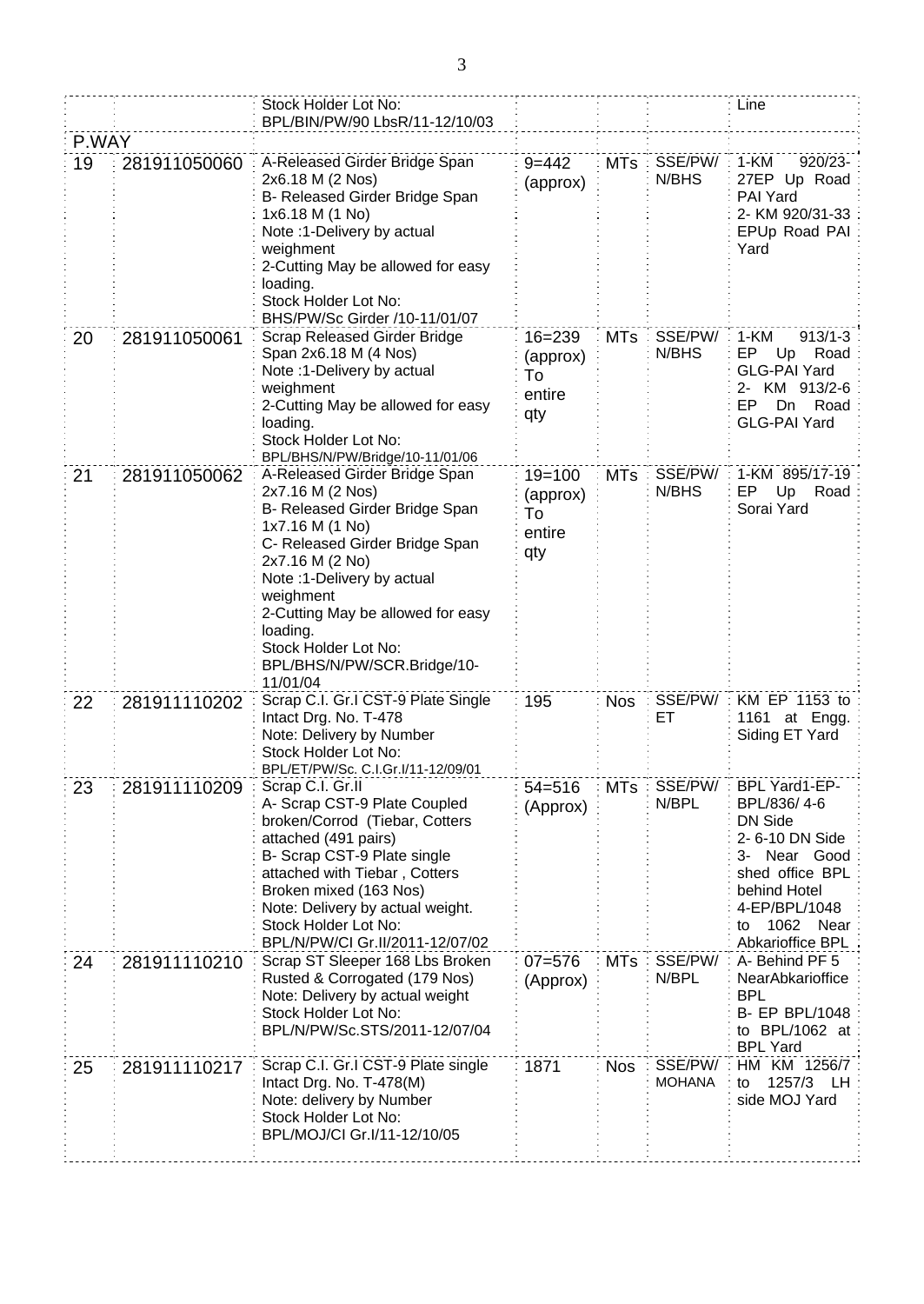| | | | | | | |
|---|---|---|---|---|---|---|
| | | Stock Holder Lot No: BPL/BIN/PW/90 LbsR/11-12/10/03 | | | | Line |
| P.WAY | | | | | | |
| 19 | 281911050060 | A-Released Girder Bridge Span 2x6.18 M (2 Nos)<br>B- Released Girder Bridge Span 1x6.18 M (1 No)<br>Note :1-Delivery by actual weighment<br>2-Cutting May be allowed for easy loading.<br>Stock Holder Lot No: BHS/PW/Sc Girder /10-11/01/07 | 9=442 (approx) | MTs | SSE/PW/ N/BHS | 1-KM 920/23-27EP Up Road PAI Yard<br>2- KM 920/31-33 EPUp Road PAI Yard |
| 20 | 281911050061 | Scrap Released Girder Bridge Span 2x6.18 M (4 Nos)<br>Note :1-Delivery by actual weighment<br>2-Cutting May be allowed for easy loading.<br>Stock Holder Lot No: BPL/BHS/N/PW/Bridge/10-11/01/06 | 16=239 (approx) To entire qty | MTs | SSE/PW/ N/BHS | 1-KM 913/1-3 EP Up Road GLG-PAI Yard<br>2- KM 913/2-6 EP Dn Road GLG-PAI Yard |
| 21 | 281911050062 | A-Released Girder Bridge Span 2x7.16 M (2 Nos)<br>B- Released Girder Bridge Span 1x7.16 M (1 No)<br>C- Released Girder Bridge Span 2x7.16 M (2 No)<br>Note :1-Delivery by actual weighment<br>2-Cutting May be allowed for easy loading.<br>Stock Holder Lot No: BPL/BHS/N/PW/SCR.Bridge/10-11/01/04 | 19=100 (approx) To entire qty | MTs | SSE/PW/ N/BHS | 1-KM 895/17-19 EP Up Road Sorai Yard |
| 22 | 281911110202 | Scrap C.I. Gr.I CST-9 Plate Single Intact Drg. No. T-478<br>Note: Delivery by Number<br>Stock Holder Lot No: BPL/ET/PW/Sc. C.I.Gr.I/11-12/09/01 | 195 | Nos | SSE/PW/ ET | KM EP 1153 to 1161 at Engg. Siding ET Yard |
| 23 | 281911110209 | Scrap C.I. Gr.II<br>A- Scrap CST-9 Plate Coupled broken/Corrod (Tiebar, Cotters attached (491 pairs)<br>B- Scrap CST-9 Plate single attached with Tiebar , Cotters Broken mixed (163 Nos)<br>Note: Delivery by actual weight.<br>Stock Holder Lot No: BPL/N/PW/CI Gr.II/2011-12/07/02 | 54=516 (Approx) | MTs | SSE/PW/ N/BPL | BPL Yard1-EP-BPL/836/ 4-6 DN Side<br>2- 6-10 DN Side<br>3- Near Good shed office BPL behind Hotel<br>4-EP/BPL/1048 to 1062 Near Abkarioffice BPL |
| 24 | 281911110210 | Scrap ST Sleeper 168 Lbs Broken Rusted & Corrogated (179 Nos)<br>Note: Delivery by actual weight<br>Stock Holder Lot No: BPL/N/PW/Sc.STS/2011-12/07/04 | 07=576 (Approx) | MTs | SSE/PW/ N/BPL | A- Behind PF 5 NearAbkarioffice BPL<br>B- EP BPL/1048 to BPL/1062 at BPL Yard |
| 25 | 281911110217 | Scrap C.I. Gr.I CST-9 Plate single Intact Drg. No. T-478(M)<br>Note: delivery by Number<br>Stock Holder Lot No: BPL/MOJ/CI Gr.I/11-12/10/05 | 1871 | Nos | SSE/PW/ MOHANA | HM KM 1256/7 to 1257/3 LH side MOJ Yard |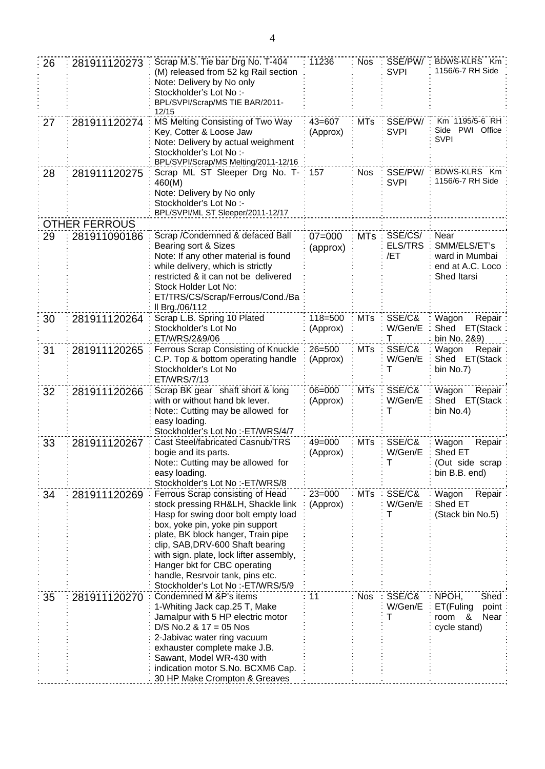| 26 | 281911120273 | Scrap M.S. Tie bar Drg No. T-404 (M) released from 52 kg Rail section<br>Note: Delivery by No only<br>Stockholder's Lot No :-<br>BPL/SVPI/Scrap/MS TIE BAR/2011-12/15 | 11236 | Nos | SSE/PW/SVPI | BDWS-KLRS Km 1156/6-7 RH Side |
|---|---|---|---|---|---|---|
| 27 | 281911120274 | MS Melting Consisting of Two Way Key, Cotter & Loose Jaw<br>Note: Delivery by actual weighment<br>Stockholder's Lot No :-<br>BPL/SVPI/Scrap/MS Melting/2011-12/16 | 43=607 (Approx) | MTs | SSE/PW/SVPI | Km 1195/5-6 RH Side PWI Office SVPI |
| 28 | 281911120275 | Scrap ML ST Sleeper Drg No. T-460(M)<br>Note: Delivery by No only<br>Stockholder's Lot No :-<br>BPL/SVPI/ML ST Sleeper/2011-12/17 | 157 | Nos | SSE/PW/SVPI | BDWS-KLRS Km 1156/6-7 RH Side |
| **OTHER FERROUS** | | | | | | |
| 29 | 281911090186 | Scrap /Condemned & defaced Ball Bearing sort & Sizes<br>Note: If any other material is found while delivery, which is strictly restricted & it can not be delivered<br>Stock Holder Lot No:<br>ET/TRS/CS/Scrap/Ferrous/Cond./Ball Brg./06/112 | 07=000 (approx) | MTs | SSE/CS/ELS/TRS/ET | Near SMM/ELS/ET's ward in Mumbai end at A.C. Loco Shed Itarsi |
| 30 | 281911120264 | Scrap L.B. Spring 10 Plated<br>Stockholder's Lot No<br>ET/WRS/2&9/06 | 118=500 (Approx) | MTs | SSE/C&W/Gen/ET | Wagon Repair Shed ET(Stack bin No. 2&9) |
| 31 | 281911120265 | Ferrous Scrap Consisting of Knuckle C.P. Top & bottom operating handle<br>Stockholder's Lot No<br>ET/WRS/7/13 | 26=500 (Approx) | MTs | SSE/C&W/Gen/ET | Wagon Repair Shed ET(Stack bin No.7) |
| 32 | 281911120266 | Scrap BK gear shaft short & long with or without hand bk lever.<br>Note:: Cutting may be allowed for easy loading.<br>Stockholder's Lot No :-ET/WRS/4/7 | 06=000 (Approx) | MTs | SSE/C&W/Gen/ET | Wagon Repair Shed ET(Stack bin No.4) |
| 33 | 281911120267 | Cast Steel/fabricated Casnub/TRS bogie and its parts.<br>Note:: Cutting may be allowed for easy loading.<br>Stockholder's Lot No :-ET/WRS/8 | 49=000 (Approx) | MTs | SSE/C&W/Gen/ET | Wagon Repair Shed ET (Out side scrap bin B.B. end) |
| 34 | 281911120269 | Ferrous Scrap consisting of Head stock pressing RH&LH, Shackle link Hasp for swing door bolt empty load box, yoke pin, yoke pin support plate, BK block hanger, Train pipe clip, SAB,DRV-600 Shaft bearing with sign. plate, lock lifter assembly, Hanger bkt for CBC operating handle, Resrvoir tank, pins etc.<br>Stockholder's Lot No :-ET/WRS/5/9 | 23=000 (Approx) | MTs | SSE/C&W/Gen/ET | Wagon Repair Shed ET (Stack bin No.5) |
| 35 | 281911120270 | Condemned M &P's items<br>1-Whiting Jack cap.25 T, Make Jamalpur with 5 HP electric motor D/S No.2 & 17 = 05 Nos<br>2-Jabivac water ring vacuum exhauster complete make J.B. Sawant, Model WR-430 with indication motor S.No. BCXM6 Cap. 30 HP Make Crompton & Greaves | 11 | Nos | SSE/C&W/Gen/ET | NPOH, Shed ET(Fuling point room & Near cycle stand) |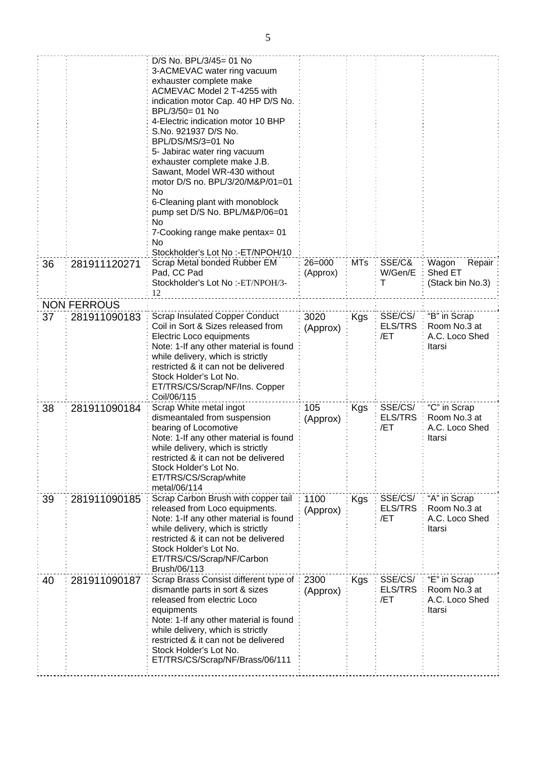| | | | | | | |
|---|---|---|---|---|---|---|
| | | D/S No. BPL/3/45= 01 No<br>3-ACMEVAC water ring vacuum exhauster complete make ACMEVAC Model 2 T-4255 with indication motor Cap. 40 HP D/S No. BPL/3/50= 01 No<br>4-Electric indication motor 10 BHP S.No. 921937 D/S No. BPL/DS/MS/3=01 No<br>5- Jabirac water ring vacuum exhauster complete make J.B. Sawant, Model WR-430 without motor D/S no. BPL/3/20/M&P/01=01 No<br>6-Cleaning plant with monoblock pump set D/S No. BPL/M&P/06=01 No<br>7-Cooking range make pentax= 01 No<br>Stockholder's Lot No :-ET/NPOH/10 | | | | |
| 36 | 281911120271 | Scrap Metal bonded Rubber EM Pad, CC Pad<br>Stockholder's Lot No :-ET/NPOH/3-12 | 26=000 (Approx) | MTs | SSE/C& W/Gen/ET | Wagon Repair Shed ET (Stack bin No.3) |
| **NON FERROUS** | | | | | | |
| 37 | 281911090183 | Scrap Insulated Copper Conduct Coil in Sort & Sizes released from Electric Loco equipments<br>Note: 1-If any other material is found while delivery, which is strictly restricted & it can not be delivered<br>Stock Holder's Lot No. ET/TRS/CS/Scrap/NF/Ins. Copper Coil/06/115 | 3020 (Approx) | Kgs | SSE/CS/ ELS/TRS /ET | "B" in Scrap Room No.3 at A.C. Loco Shed Itarsi |
| 38 | 281911090184 | Scrap White metal ingot dismeantaled from suspension bearing of Locomotive<br>Note: 1-If any other material is found while delivery, which is strictly restricted & it can not be delivered<br>Stock Holder's Lot No. ET/TRS/CS/Scrap/white metal/06/114 | 105 (Approx) | Kgs | SSE/CS/ ELS/TRS /ET | "C" in Scrap Room No.3 at A.C. Loco Shed Itarsi |
| 39 | 281911090185 | Scrap Carbon Brush with copper tail released from Loco equipments.<br>Note: 1-If any other material is found while delivery, which is strictly restricted & it can not be delivered<br>Stock Holder's Lot No. ET/TRS/CS/Scrap/NF/Carbon Brush/06/113 | 1100 (Approx) | Kgs | SSE/CS/ ELS/TRS /ET | "A" in Scrap Room No.3 at A.C. Loco Shed Itarsi |
| 40 | 281911090187 | Scrap Brass Consist different type of dismantle parts in sort & sizes released from electric Loco equipments<br>Note: 1-If any other material is found while delivery, which is strictly restricted & it can not be delivered<br>Stock Holder's Lot No. ET/TRS/CS/Scrap/NF/Brass/06/111 | 2300 (Approx) | Kgs | SSE/CS/ ELS/TRS /ET | "E" in Scrap Room No.3 at A.C. Loco Shed Itarsi |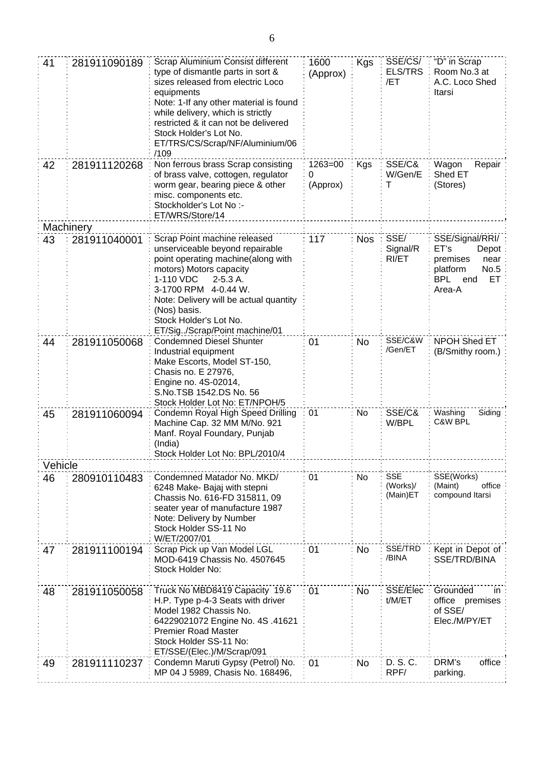| 41 | 281911090189 | Scrap Aluminium Consist different type of dismantle parts in sort & sizes released from electric Loco equipments<br>Note: 1-If any other material is found while delivery, which is strictly restricted & it can not be delivered<br>Stock Holder's Lot No. ET/TRS/CS/Scrap/NF/Aluminium/06/109 | 1600 (Approx) | Kgs | SSE/CS/ELS/TRS/ET | "D" in Scrap Room No.3 at A.C. Loco Shed Itarsi |
|---|---|---|---|---|---|---|
| 42 | 281911120268 | Non ferrous brass Scrap consisting of brass valve, cottogen, regulator worm gear, bearing piece & other misc. components etc.<br>Stockholder's Lot No :- ET/WRS/Store/14 | 1263=000 (Approx) | Kgs | SSE/C&W/Gen/ET | Wagon Repair Shed ET (Stores) |
| Machinery | | | | | | |
| 43 | 281911040001 | Scrap Point machine released unserviceable beyond repairable point operating machine(along with motors) Motors capacity<br>1-110 VDC 2-5.3 A.<br>3-1700 RPM 4-0.44 W.<br>Note: Delivery will be actual quantity (Nos) basis.<br>Stock Holder's Lot No. ET/Sig../Scrap/Point machine/01 | 117 | Nos | SSE/Signal/RRI/ET | SSE/Signal/RRI/ET's Depot premises near platform No.5 BPL end ET Area-A |
| 44 | 281911050068 | Condemned Diesel Shunter Industrial equipment<br>Make Escorts, Model ST-150, Chasis no. E 27976, Engine no. 4S-02014, S.No.TSB 1542.DS No. 56<br>Stock Holder Lot No: ET/NPOH/5 | 01 | No | SSE/C&W/Gen/ET | NPOH Shed ET (B/Smithy room.) |
| 45 | 281911060094 | Condemn Royal High Speed Drilling Machine Cap. 32 MM M/No. 921 Manf. Royal Foundary, Punjab (India)<br>Stock Holder Lot No: BPL/2010/4 | 01 | No | SSE/C&W/BPL | Washing Siding C&W BPL |
| Vehicle | | | | | | |
| 46 | 280910110483 | Condemned Matador No. MKD/6248 Make- Bajaj with stepni Chassis No. 616-FD 315811, 09 seater year of manufacture 1987<br>Note: Delivery by Number<br>Stock Holder SS-11 No W/ET/2007/01 | 01 | No | SSE (Works)/(Main)ET | SSE(Works) (Maint) office compound Itarsi |
| 47 | 281911100194 | Scrap Pick up Van Model LGL MOD-6419 Chassis No. 4507645<br>Stock Holder No: | 01 | No | SSE/TRD/BINA | Kept in Depot of SSE/TRD/BINA |
| 48 | 281911050058 | Truck No MBD8419 Capacity 19.6 H.P. Type p-4-3 Seats with driver Model 1982 Chassis No. 64229021072 Engine No. 4S .41621 Premier Road Master<br>Stock Holder SS-11 No: ET/SSE/(Elec.)/M/Scrap/091 | 01 | No | SSE/Elect/M/ET | Grounded in office premises of SSE/Elec./M/PY/ET |
| 49 | 281911110237 | Condemn Maruti Gypsy (Petrol) No. MP 04 J 5989, Chasis No. 168496, | 01 | No | D. S. C. RPF/ | DRM's office parking. |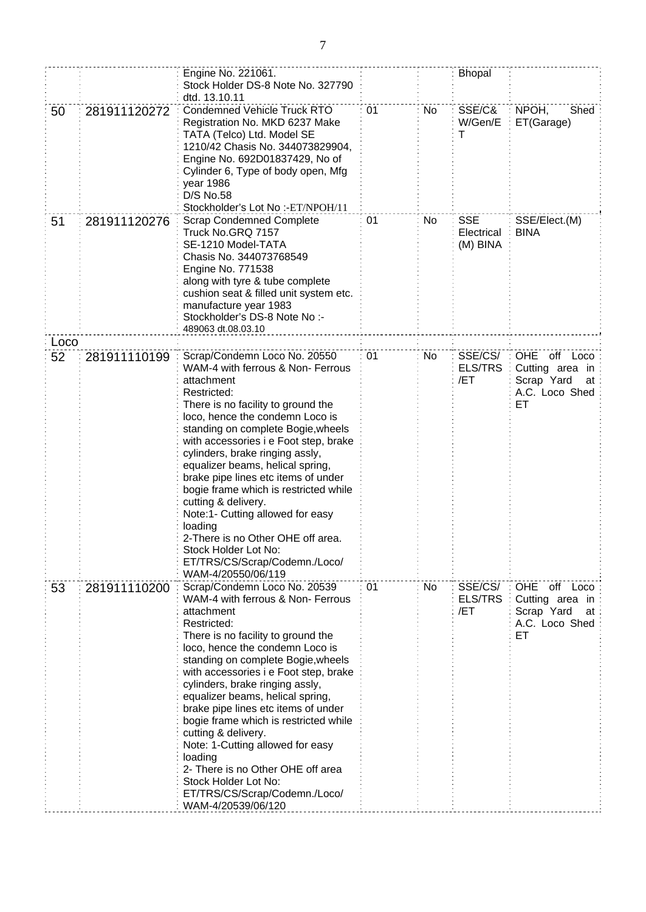| | | | | | | |
|---|---|---|---|---|---|---|
| | | Engine No. 221061. Stock Holder DS-8 Note No. 327790 dtd. 13.10.11 | | | Bhopal | |
| 50 | 281911120272 | Condemned Vehicle Truck RTO Registration No. MKD 6237 Make TATA (Telco) Ltd. Model SE 1210/42 Chasis No. 344073829904, Engine No. 692D01837429, No of Cylinder 6, Type of body open, Mfg year 1986 D/S No.58 Stockholder's Lot No :-ET/NPOH/11 | 01 | No | SSE/C& W/Gen/ET | NPOH, Shed ET(Garage) |
| 51 | 281911120276 | Scrap Condemned Complete Truck No.GRQ 7157 SE-1210 Model-TATA Chasis No. 344073768549 Engine No. 771538 along with tyre & tube complete cushion seat & filled unit system etc. manufacture year 1983 Stockholder's DS-8 Note No :- 489063 dt.08.03.10 | 01 | No | SSE Electrical (M) BINA | SSE/Elect.(M) BINA |
| Loco | | | | | | |
| 52 | 281911110199 | Scrap/Condemn Loco No. 20550 WAM-4 with ferrous & Non- Ferrous attachment Restricted: There is no facility to ground the loco, hence the condemn Loco is standing on complete Bogie,wheels with accessories i e Foot step, brake cylinders, brake ringing assly, equalizer beams, helical spring, brake pipe lines etc items of under bogie frame which is restricted while cutting & delivery. Note:1- Cutting allowed for easy loading 2-There is no Other OHE off area. Stock Holder Lot No: ET/TRS/CS/Scrap/Codemn./Loco/ WAM-4/20550/06/119 | 01 | No | SSE/CS/ ELS/TRS /ET | OHE off Loco Cutting area in Scrap Yard at A.C. Loco Shed ET |
| 53 | 281911110200 | Scrap/Condemn Loco No. 20539 WAM-4 with ferrous & Non- Ferrous attachment Restricted: There is no facility to ground the loco, hence the condemn Loco is standing on complete Bogie,wheels with accessories i e Foot step, brake cylinders, brake ringing assly, equalizer beams, helical spring, brake pipe lines etc items of under bogie frame which is restricted while cutting & delivery. Note: 1-Cutting allowed for easy loading 2- There is no Other OHE off area Stock Holder Lot No: ET/TRS/CS/Scrap/Codemn./Loco/ WAM-4/20539/06/120 | 01 | No | SSE/CS/ ELS/TRS /ET | OHE off Loco Cutting area in Scrap Yard at A.C. Loco Shed ET |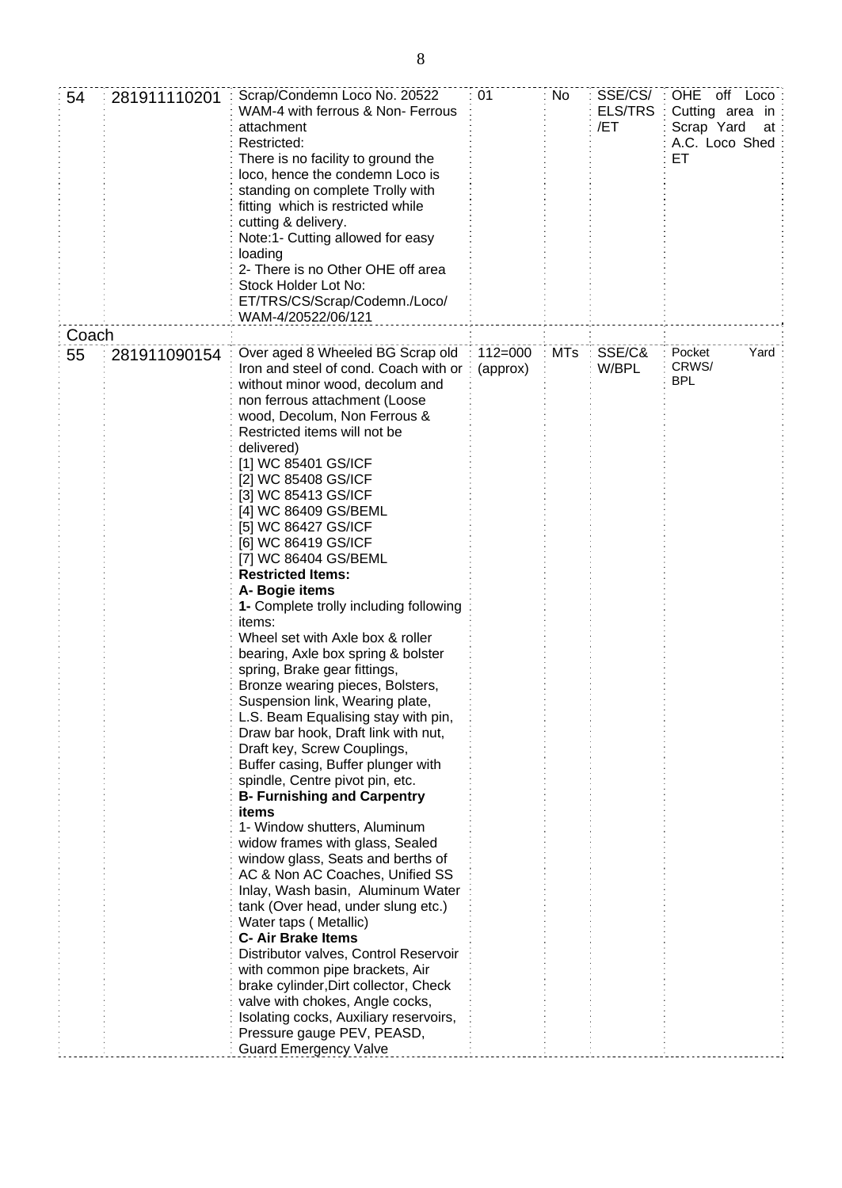| 54 | 281911110201 | Scrap/Condemn Loco No. 20522 WAM-4 with ferrous & Non- Ferrous attachment<br>Restricted:<br>There is no facility to ground the loco, hence the condemn Loco is standing on complete Trolly with fitting which is restricted while cutting & delivery.<br>Note:1- Cutting allowed for easy loading<br>2- There is no Other OHE off area<br>Stock Holder Lot No: ET/TRS/CS/Scrap/Codemn./Loco/ WAM-4/20522/06/121 | 01 | No | SSE/CS/ ELS/TRS /ET | OHE off Loco Cutting area in Scrap Yard at A.C. Loco Shed ET |
|---|---|---|---|---|---|---|
| Coach | | | | | | |
| 55 | 281911090154 | Over aged 8 Wheeled BG Scrap old Iron and steel of cond. Coach with or without minor wood, decolum and non ferrous attachment (Loose wood, Decolum, Non Ferrous & Restricted items will not be delivered)<br>[1] WC 85401 GS/ICF<br>[2] WC 85408 GS/ICF<br>[3] WC 85413 GS/ICF<br>[4] WC 86409 GS/BEML<br>[5] WC 86427 GS/ICF<br>[6] WC 86419 GS/ICF<br>[7] WC 86404 GS/BEML<br>**Restricted Items:**<br>**A- Bogie items**<br>**1-** Complete trolly including following items:<br>Wheel set with Axle box & roller bearing, Axle box spring & bolster spring, Brake gear fittings, Bronze wearing pieces, Bolsters, Suspension link, Wearing plate, L.S. Beam Equalising stay with pin, Draw bar hook, Draft link with nut, Draft key, Screw Couplings, Buffer casing, Buffer plunger with spindle, Centre pivot pin, etc.<br>**B- Furnishing and Carpentry items**<br>1- Window shutters, Aluminum widow frames with glass, Sealed window glass, Seats and berths of AC & Non AC Coaches, Unified SS Inlay, Wash basin, Aluminum Water tank (Over head, under slung etc.) Water taps ( Metallic)<br>**C- Air Brake Items**<br>Distributor valves, Control Reservoir with common pipe brackets, Air brake cylinder,Dirt collector, Check valve with chokes, Angle cocks, Isolating cocks, Auxiliary reservoirs, Pressure gauge PEV, PEASD, Guard Emergency Valve | 112=000 (approx) | MTs | SSE/C& W/BPL | Pocket Yard CRWS/ BPL |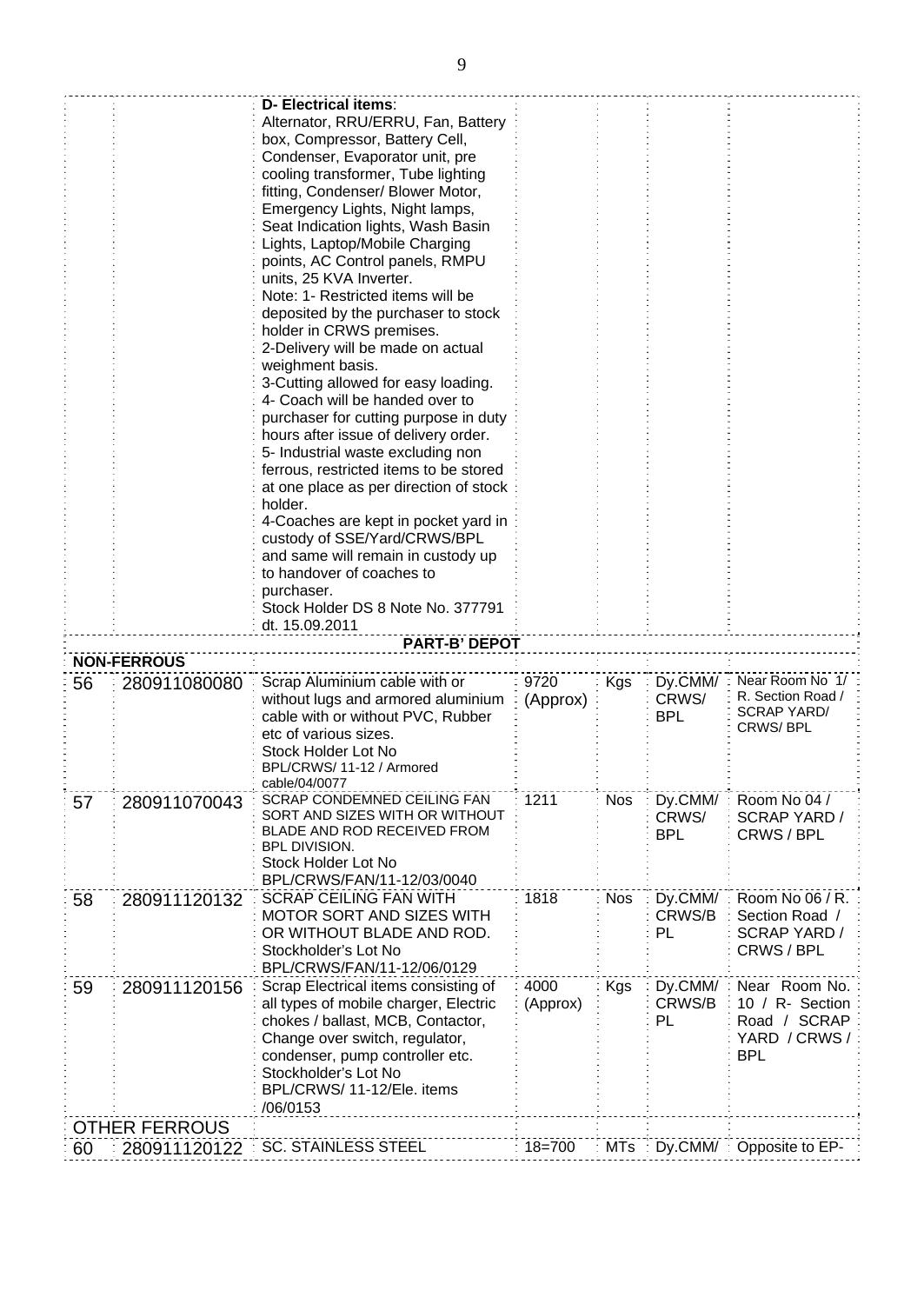| | | | | | | |
|---|---|---|---|---|---|---|
| | | **D- Electrical items**: Alternator, RRU/ERRU, Fan, Battery box, Compressor, Battery Cell, Condenser, Evaporator unit, pre cooling transformer, Tube lighting fitting, Condenser/ Blower Motor, Emergency Lights, Night lamps, Seat Indication lights, Wash Basin Lights, Laptop/Mobile Charging points, AC Control panels, RMPU units, 25 KVA Inverter.<br>Note: 1- Restricted items will be deposited by the purchaser to stock holder in CRWS premises.<br>2-Delivery will be made on actual weighment basis.<br>3-Cutting allowed for easy loading.<br>4- Coach will be handed over to purchaser for cutting purpose in duty hours after issue of delivery order.<br>5- Industrial waste excluding non ferrous, restricted items to be stored at one place as per direction of stock holder.<br>4-Coaches are kept in pocket yard in custody of SSE/Yard/CRWS/BPL and same will remain in custody up to handover of coaches to purchaser.<br>Stock Holder DS 8 Note No. 377791 dt. 15.09.2011 | | | | |
| | | **PART-B' DEPOT** | | | | |
| **NON-FERROUS** | | | | | | |
| 56 | 280911080080 | Scrap Aluminium cable with or without lugs and armored aluminium cable with or without PVC, Rubber etc of various sizes.<br>Stock Holder Lot No BPL/CRWS/ 11-12 / Armored cable/04/0077 | 9720 (Approx) | Kgs | Dy.CMM/ CRWS/ BPL | Near Room No 1/ R. Section Road / SCRAP YARD/ CRWS/ BPL |
| 57 | 280911070043 | SCRAP CONDEMNED CEILING FAN SORT AND SIZES WITH OR WITHOUT BLADE AND ROD RECEIVED FROM BPL DIVISION.<br>Stock Holder Lot No BPL/CRWS/FAN/11-12/03/0040 | 1211 | Nos | Dy.CMM/ CRWS/ BPL | Room No 04 / SCRAP YARD / CRWS / BPL |
| 58 | 280911120132 | SCRAP CEILING FAN WITH MOTOR SORT AND SIZES WITH OR WITHOUT BLADE AND ROD.<br>Stockholder's Lot No BPL/CRWS/FAN/11-12/06/0129 | 1818 | Nos | Dy.CMM/ CRWS/BPL | Room No 06 / R. Section Road / SCRAP YARD / CRWS / BPL |
| 59 | 280911120156 | Scrap Electrical items consisting of all types of mobile charger, Electric chokes / ballast, MCB, Contactor, Change over switch, regulator, condenser, pump controller etc.<br>Stockholder's Lot No BPL/CRWS/ 11-12/Ele. items /06/0153 | 4000 (Approx) | Kgs | Dy.CMM/ CRWS/BPL | Near Room No. 10 / R- Section Road / SCRAP YARD / CRWS / BPL |
| **OTHER FERROUS** | | | | | | |
| 60 | 280911120122 | SC. STAINLESS STEEL | 18=700 | MTs | Dy.CMM/ | Opposite to EP- |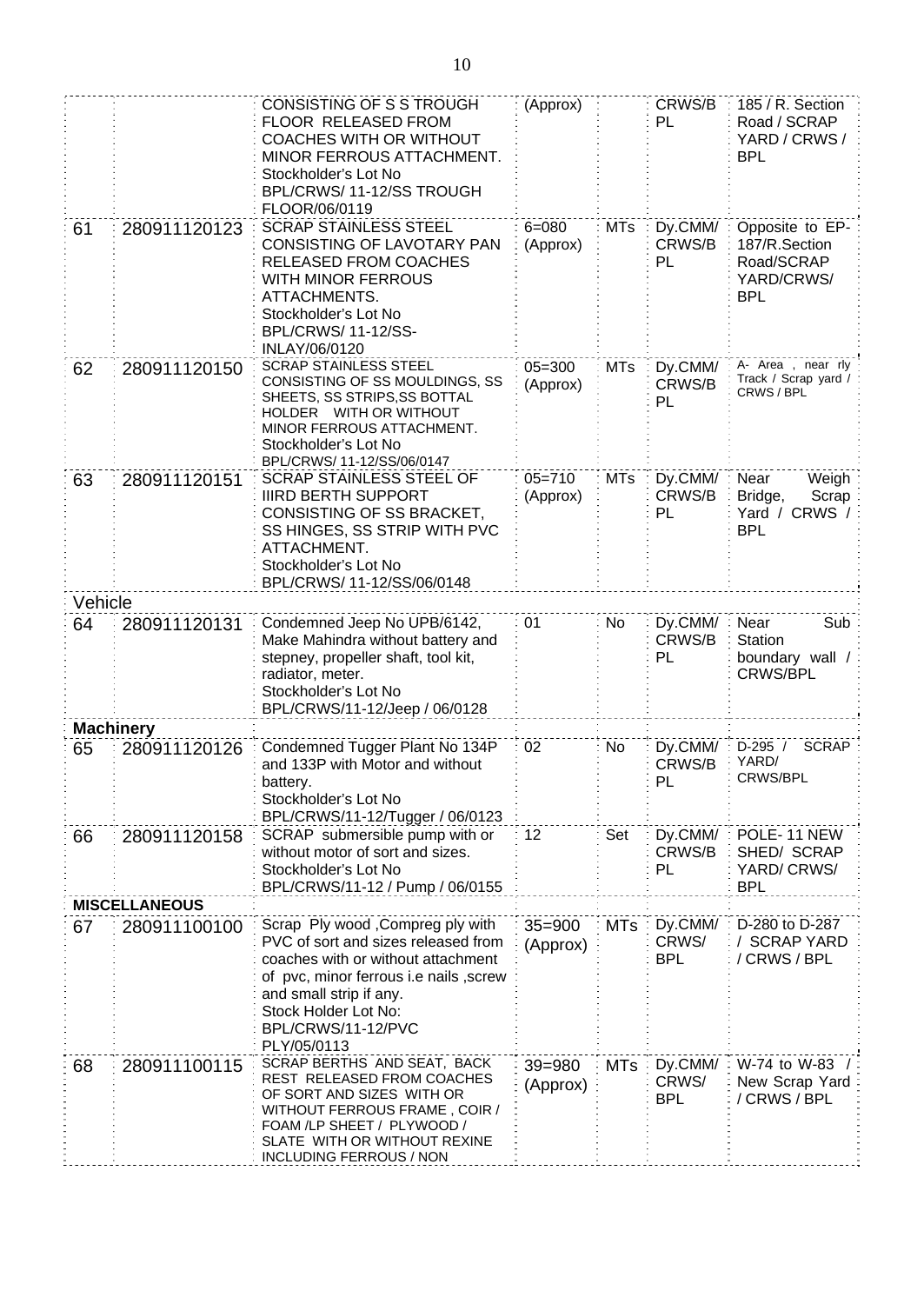| | | | | | | |
|---|---|---|---|---|---|---|
| | | CONSISTING OF S S TROUGH FLOOR RELEASED FROM COACHES WITH OR WITHOUT MINOR FERROUS ATTACHMENT. Stockholder's Lot No BPL/CRWS/ 11-12/SS TROUGH FLOOR/06/0119 | (Approx) | | CRWS/BPL | 185 / R. Section Road / SCRAP YARD / CRWS / BPL |
| 61 | 280911120123 | SCRAP STAINLESS STEEL CONSISTING OF LAVOTARY PAN RELEASED FROM COACHES WITH MINOR FERROUS ATTACHMENTS. Stockholder's Lot No BPL/CRWS/ 11-12/SS-INLAY/06/0120 | 6=080 (Approx) | MTs | Dy.CMM/ CRWS/BPL | Opposite to EP-187/R.Section Road/SCRAP YARD/CRWS/ BPL |
| 62 | 280911120150 | SCRAP STAINLESS STEEL CONSISTING OF SS MOULDINGS, SS SHEETS, SS STRIPS,SS BOTTAL HOLDER WITH OR WITHOUT MINOR FERROUS ATTACHMENT. Stockholder's Lot No BPL/CRWS/ 11-12/SS/06/0147 | 05=300 (Approx) | MTs | Dy.CMM/ CRWS/BPL | A- Area , near rly Track / Scrap yard / CRWS / BPL |
| 63 | 280911120151 | SCRAP STAINLESS STEEL OF IIIRD BERTH SUPPORT CONSISTING OF SS BRACKET, SS HINGES, SS STRIP WITH PVC ATTACHMENT. Stockholder's Lot No BPL/CRWS/ 11-12/SS/06/0148 | 05=710 (Approx) | MTs | Dy.CMM/ CRWS/BPL | Near Weigh Bridge, Scrap Yard / CRWS / BPL |
| Vehicle | | | | | | |
| 64 | 280911120131 | Condemned Jeep No UPB/6142, Make Mahindra without battery and stepney, propeller shaft, tool kit, radiator, meter. Stockholder's Lot No BPL/CRWS/11-12/Jeep / 06/0128 | 01 | No | Dy.CMM/ CRWS/BPL | Near Sub Station boundary wall / CRWS/BPL |
| **Machinery** | | | | | | |
| 65 | 280911120126 | Condemned Tugger Plant No 134P and 133P with Motor and without battery. Stockholder's Lot No BPL/CRWS/11-12/Tugger / 06/0123 | 02 | No | Dy.CMM/ CRWS/BPL | D-295 / SCRAP YARD/ CRWS/BPL |
| 66 | 280911120158 | SCRAP submersible pump with or without motor of sort and sizes. Stockholder's Lot No BPL/CRWS/11-12 / Pump / 06/0155 | 12 | Set | Dy.CMM/ CRWS/BPL | POLE- 11 NEW SHED/ SCRAP YARD/ CRWS/ BPL |
| **MISCELLANEOUS** | | | | | | |
| 67 | 280911100100 | Scrap Ply wood ,Compreg ply with PVC of sort and sizes released from coaches with or without attachment of pvc, minor ferrous i.e nails ,screw and small strip if any. Stock Holder Lot No: BPL/CRWS/11-12/PVC PLY/05/0113 | 35=900 (Approx) | MTs | Dy.CMM/ CRWS/ BPL | D-280 to D-287 / SCRAP YARD / CRWS / BPL |
| 68 | 280911100115 | SCRAP BERTHS AND SEAT, BACK REST RELEASED FROM COACHES OF SORT AND SIZES WITH OR WITHOUT FERROUS FRAME , COIR / FOAM /LP SHEET / PLYWOOD / SLATE WITH OR WITHOUT REXINE INCLUDING FERROUS / NON | 39=980 (Approx) | MTs | Dy.CMM/ CRWS/ BPL | W-74 to W-83 / New Scrap Yard / CRWS / BPL |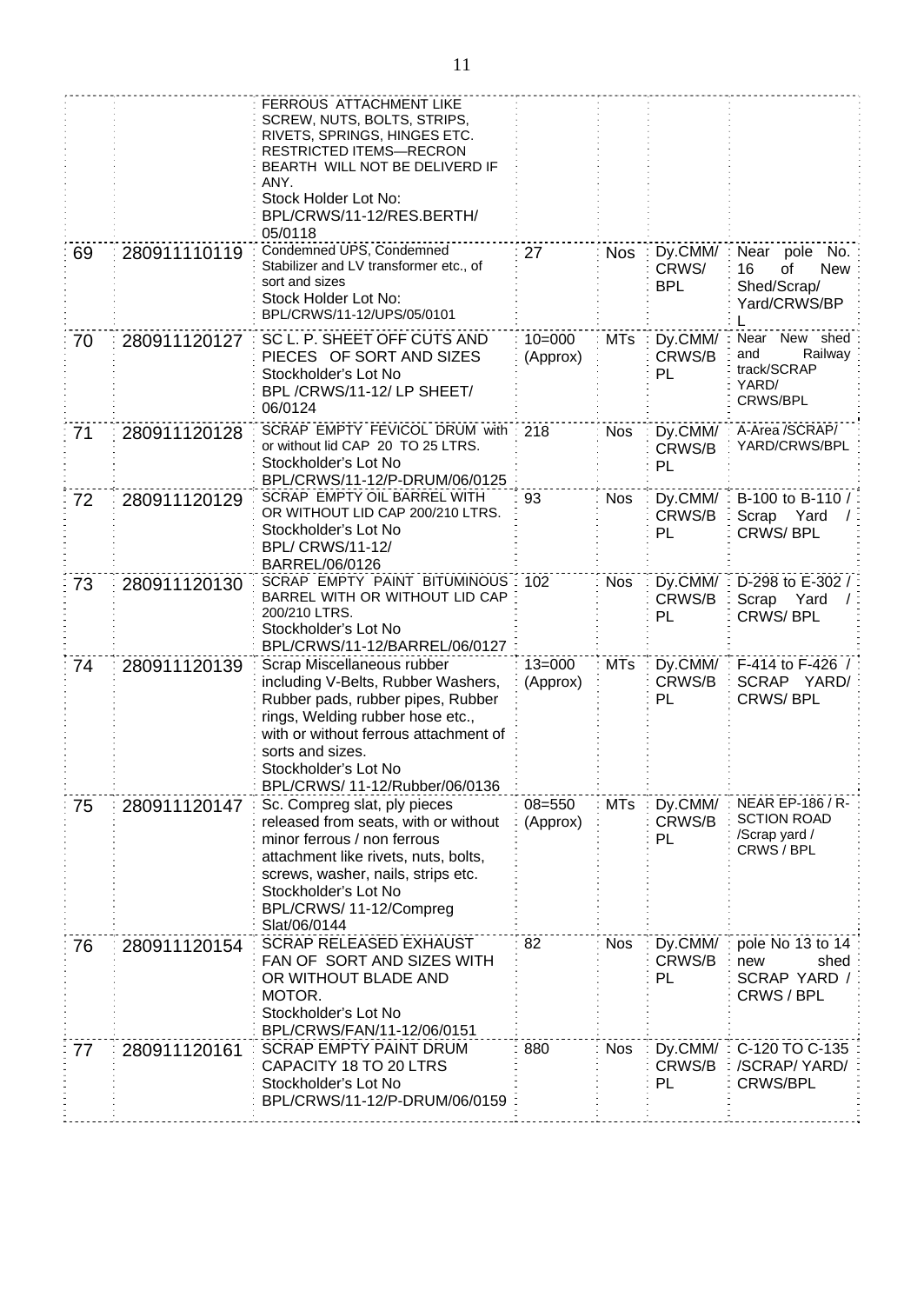| | | | | | | |
|---|---|---|---|---|---|---|
| | | FERROUS ATTACHMENT LIKE SCREW, NUTS, BOLTS, STRIPS, RIVETS, SPRINGS, HINGES ETC. RESTRICTED ITEMS—RECRON BEARTH WILL NOT BE DELIVERD IF ANY. Stock Holder Lot No: BPL/CRWS/11-12/RES.BERTH/ 05/0118 | | | | |
| 69 | 280911110119 | Condemned UPS, Condemned Stabilizer and LV transformer etc., of sort and sizes Stock Holder Lot No: BPL/CRWS/11-12/UPS/05/0101 | 27 | Nos | Dy.CMM/ CRWS/ BPL | Near pole No. 16 of New Shed/Scrap/ Yard/CRWS/BPL |
| 70 | 280911120127 | SC L. P. SHEET OFF CUTS AND PIECES OF SORT AND SIZES Stockholder's Lot No BPL /CRWS/11-12/ LP SHEET/ 06/0124 | 10=000 (Approx) | MTs | Dy.CMM/ CRWS/BPL | Near New shed and Railway track/SCRAP YARD/ CRWS/BPL |
| 71 | 280911120128 | SCRAP EMPTY FEVICOL DRUM with or without lid CAP 20 TO 25 LTRS. Stockholder's Lot No BPL/CRWS/11-12/P-DRUM/06/0125 | 218 | Nos | Dy.CMM/ CRWS/BPL | A-Area /SCRAP/ YARD/CRWS/BPL |
| 72 | 280911120129 | SCRAP EMPTY OIL BARREL WITH OR WITHOUT LID CAP 200/210 LTRS. Stockholder's Lot No BPL/ CRWS/11-12/ BARREL/06/0126 | 93 | Nos | Dy.CMM/ CRWS/BPL | B-100 to B-110 / Scrap Yard / CRWS/ BPL |
| 73 | 280911120130 | SCRAP EMPTY PAINT BITUMINOUS BARREL WITH OR WITHOUT LID CAP 200/210 LTRS. Stockholder's Lot No BPL/CRWS/11-12/BARREL/06/0127 | 102 | Nos | Dy.CMM/ CRWS/BPL | D-298 to E-302 / Scrap Yard / CRWS/ BPL |
| 74 | 280911120139 | Scrap Miscellaneous rubber including V-Belts, Rubber Washers, Rubber pads, rubber pipes, Rubber rings, Welding rubber hose etc., with or without ferrous attachment of sorts and sizes. Stockholder's Lot No BPL/CRWS/ 11-12/Rubber/06/0136 | 13=000 (Approx) | MTs | Dy.CMM/ CRWS/BPL | F-414 to F-426 / SCRAP YARD/ CRWS/ BPL |
| 75 | 280911120147 | Sc. Compreg slat, ply pieces released from seats, with or without minor ferrous / non ferrous attachment like rivets, nuts, bolts, screws, washer, nails, strips etc. Stockholder's Lot No BPL/CRWS/ 11-12/Compreg Slat/06/0144 | 08=550 (Approx) | MTs | Dy.CMM/ CRWS/BPL | NEAR EP-186 / R-SCTION ROAD /Scrap yard / CRWS / BPL |
| 76 | 280911120154 | SCRAP RELEASED EXHAUST FAN OF SORT AND SIZES WITH OR WITHOUT BLADE AND MOTOR. Stockholder's Lot No BPL/CRWS/FAN/11-12/06/0151 | 82 | Nos | Dy.CMM/ CRWS/BPL | pole No 13 to 14 new shed SCRAP YARD / CRWS / BPL |
| 77 | 280911120161 | SCRAP EMPTY PAINT DRUM CAPACITY 18 TO 20 LTRS Stockholder's Lot No BPL/CRWS/11-12/P-DRUM/06/0159 | 880 | Nos | Dy.CMM/ CRWS/BPL | C-120 TO C-135 /SCRAP/ YARD/ CRWS/BPL |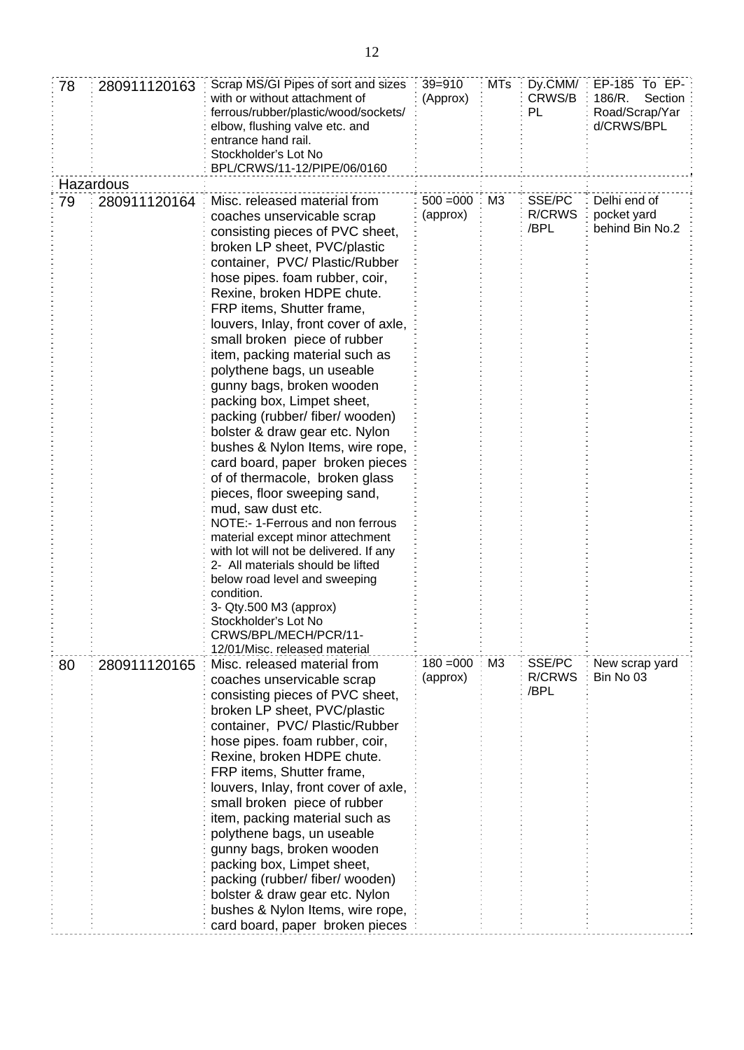| | | | | | | |
|---|---|---|---|---|---|---|
| 78 | 280911120163 | Scrap MS/GI Pipes of sort and sizes with or without attachment of ferrous/rubber/plastic/wood/sockets/ elbow, flushing valve etc. and entrance hand rail. Stockholder's Lot No BPL/CRWS/11-12/PIPE/06/0160 | 39=910 (Approx) | MTs | Dy.CMM/ CRWS/BPL | EP-185 To EP-186/R. Section Road/Scrap/Yard/CRWS/BPL |
| Hazardous | | | | | | |
| 79 | 280911120164 | Misc. released material from coaches unservicable scrap consisting pieces of PVC sheet, broken LP sheet, PVC/plastic container, PVC/ Plastic/Rubber hose pipes. foam rubber, coir, Rexine, broken HDPE chute. FRP items, Shutter frame, louvers, Inlay, front cover of axle, small broken piece of rubber item, packing material such as polythene bags, un useable gunny bags, broken wooden packing box, Limpet sheet, packing (rubber/ fiber/ wooden) bolster & draw gear etc. Nylon bushes & Nylon Items, wire rope, card board, paper broken pieces of of thermacole, broken glass pieces, floor sweeping sand, mud, saw dust etc. NOTE:- 1-Ferrous and non ferrous material except minor attachment with lot will not be delivered. If any 2- All materials should be lifted below road level and sweeping condition. 3- Qty.500 M3 (approx) Stockholder's Lot No CRWS/BPL/MECH/PCR/11-12/01/Misc. released material | 500 =000 (approx) | M3 | SSE/PCR/CRWS/BPL | Delhi end of pocket yard behind Bin No.2 |
| 80 | 280911120165 | Misc. released material from coaches unservicable scrap consisting pieces of PVC sheet, broken LP sheet, PVC/plastic container, PVC/ Plastic/Rubber hose pipes. foam rubber, coir, Rexine, broken HDPE chute. FRP items, Shutter frame, louvers, Inlay, front cover of axle, small broken piece of rubber item, packing material such as polythene bags, un useable gunny bags, broken wooden packing box, Limpet sheet, packing (rubber/ fiber/ wooden) bolster & draw gear etc. Nylon bushes & Nylon Items, wire rope, card board, paper broken pieces | 180 =000 (approx) | M3 | SSE/PCR/CRWS/BPL | New scrap yard Bin No 03 |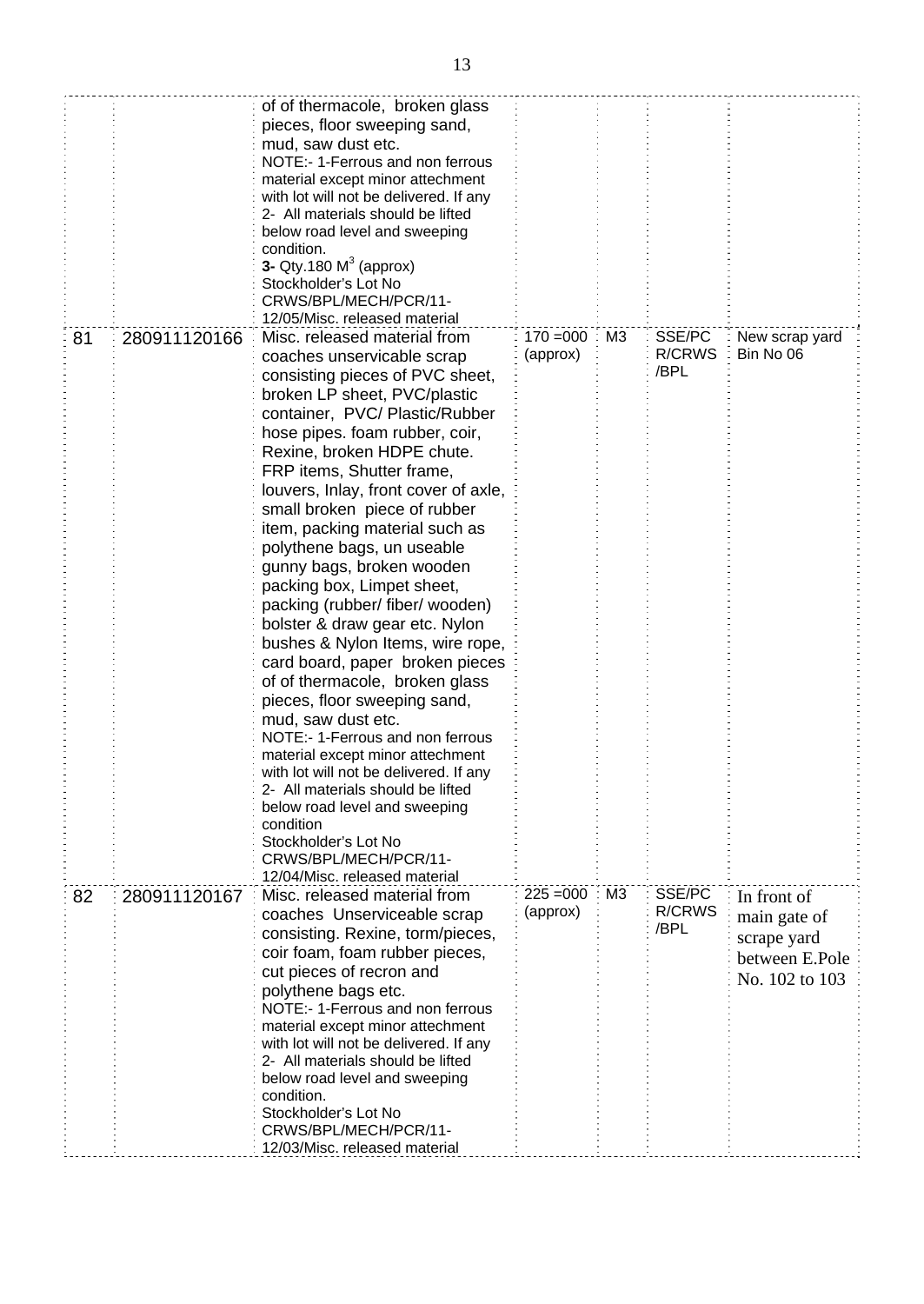| | | | | | | |
|---|---|---|---|---|---|---|
| | | of of thermacole, broken glass pieces, floor sweeping sand, mud, saw dust etc. NOTE:- 1-Ferrous and non ferrous material except minor attechment with lot will not be delivered. If any 2- All materials should be lifted below road level and sweeping condition. **3-** Qty.180 $M^3$ (approx) Stockholder's Lot No CRWS/BPL/MECH/PCR/11-12/05/Misc. released material | | | | |
| 81 | 280911120166 | Misc. released material from coaches unservicable scrap consisting pieces of PVC sheet, broken LP sheet, PVC/plastic container, PVC/ Plastic/Rubber hose pipes. foam rubber, coir, Rexine, broken HDPE chute. FRP items, Shutter frame, louvers, Inlay, front cover of axle, small broken piece of rubber item, packing material such as polythene bags, un useable gunny bags, broken wooden packing box, Limpet sheet, packing (rubber/ fiber/ wooden) bolster & draw gear etc. Nylon bushes & Nylon Items, wire rope, card board, paper broken pieces of of thermacole, broken glass pieces, floor sweeping sand, mud, saw dust etc. NOTE:- 1-Ferrous and non ferrous material except minor attechment with lot will not be delivered. If any 2- All materials should be lifted below road level and sweeping condition Stockholder's Lot No CRWS/BPL/MECH/PCR/11-12/04/Misc. released material | 170 =000 (approx) | M3 | SSE/PC R/CRWS /BPL | New scrap yard Bin No 06 |
| 82 | 280911120167 | Misc. released material from coaches Unserviceable scrap consisting. Rexine, torm/pieces, coir foam, foam rubber pieces, cut pieces of recron and polythene bags etc. NOTE:- 1-Ferrous and non ferrous material except minor attechment with lot will not be delivered. If any 2- All materials should be lifted below road level and sweeping condition. Stockholder's Lot No CRWS/BPL/MECH/PCR/11-12/03/Misc. released material | 225 =000 (approx) | M3 | SSE/PC R/CRWS /BPL | In front of main gate of scrape yard between E.Pole No. 102 to 103 |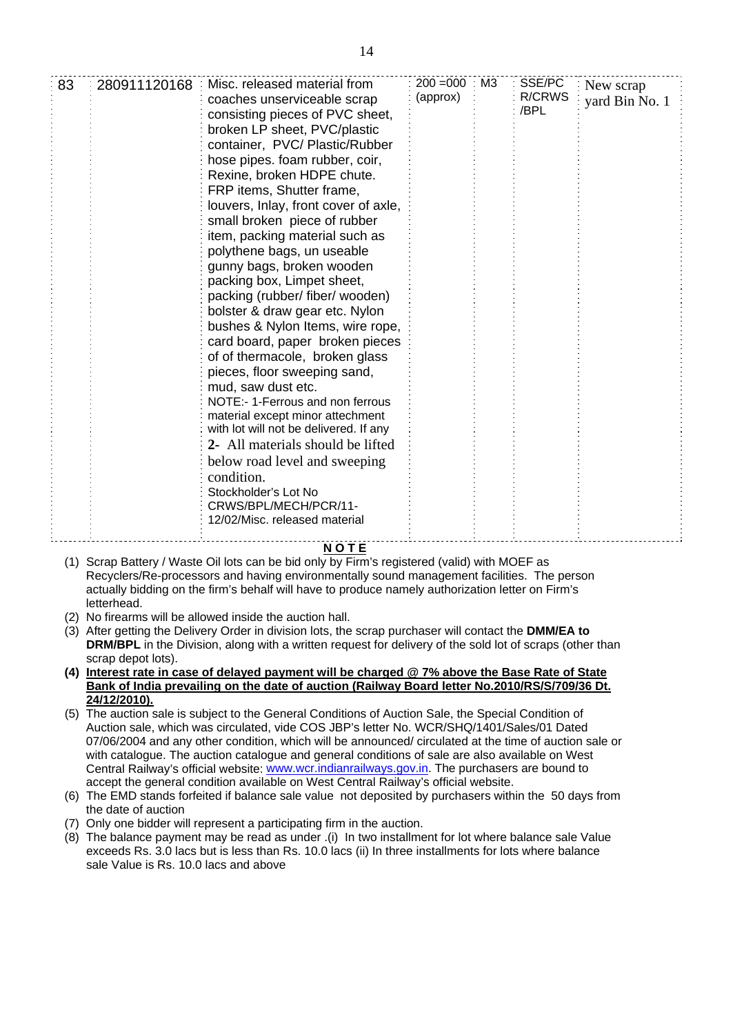| 83 | 280911120168 | Misc. released material from coaches unserviceable scrap consisting pieces of PVC sheet, broken LP sheet, PVC/plastic container, PVC/ Plastic/Rubber hose pipes. foam rubber, coir, Rexine, broken HDPE chute. FRP items, Shutter frame, louvers, Inlay, front cover of axle, small broken piece of rubber item, packing material such as polythene bags, un useable gunny bags, broken wooden packing box, Limpet sheet, packing (rubber/ fiber/ wooden) bolster & draw gear etc. Nylon bushes & Nylon Items, wire rope, card board, paper broken pieces of of thermacole, broken glass pieces, floor sweeping sand, mud, saw dust etc.<br>NOTE:- 1-Ferrous and non ferrous material except minor attachment with lot will not be delivered. If any<br>2- All materials should be lifted below road level and sweeping condition.<br>Stockholder's Lot No CRWS/BPL/MECH/PCR/11-12/02/Misc. released material | 200 =000 (approx) | M3 | SSE/PC R/CRWS /BPL | New scrap yard Bin No. 1 |
|---|---|---|---|---|---|---|

**NOTE**

(1) Scrap Battery / Waste Oil lots can be bid only by Firm's registered (valid) with MOEF as Recyclers/Re-processors and having environmentally sound management facilities. The person actually bidding on the firm's behalf will have to produce namely authorization letter on Firm's letterhead.

(2) No firearms will be allowed inside the auction hall.

(3) After getting the Delivery Order in division lots, the scrap purchaser will contact the **DMM/EA to DRM/BPL** in the Division, along with a written request for delivery of the sold lot of scraps (other than scrap depot lots).

**(4) Interest rate in case of delayed payment will be charged @ 7% above the Base Rate of State Bank of India prevailing on the date of auction (Railway Board letter No.2010/RS/S/709/36 Dt. 24/12/2010).**

(5) The auction sale is subject to the General Conditions of Auction Sale, the Special Condition of Auction sale, which was circulated, vide COS JBP's letter No. WCR/SHQ/1401/Sales/01 Dated 07/06/2004 and any other condition, which will be announced/ circulated at the time of auction sale or with catalogue. The auction catalogue and general conditions of sale are also available on West Central Railway's official website: www.wcr.indianrailways.gov.in. The purchasers are bound to accept the general condition available on West Central Railway's official website.

(6) The EMD stands forfeited if balance sale value not deposited by purchasers within the 50 days from the date of auction

(7) Only one bidder will represent a participating firm in the auction.

(8) The balance payment may be read as under .(i) In two installment for lot where balance sale Value exceeds Rs. 3.0 lacs but is less than Rs. 10.0 lacs (ii) In three installments for lots where balance sale Value is Rs. 10.0 lacs and above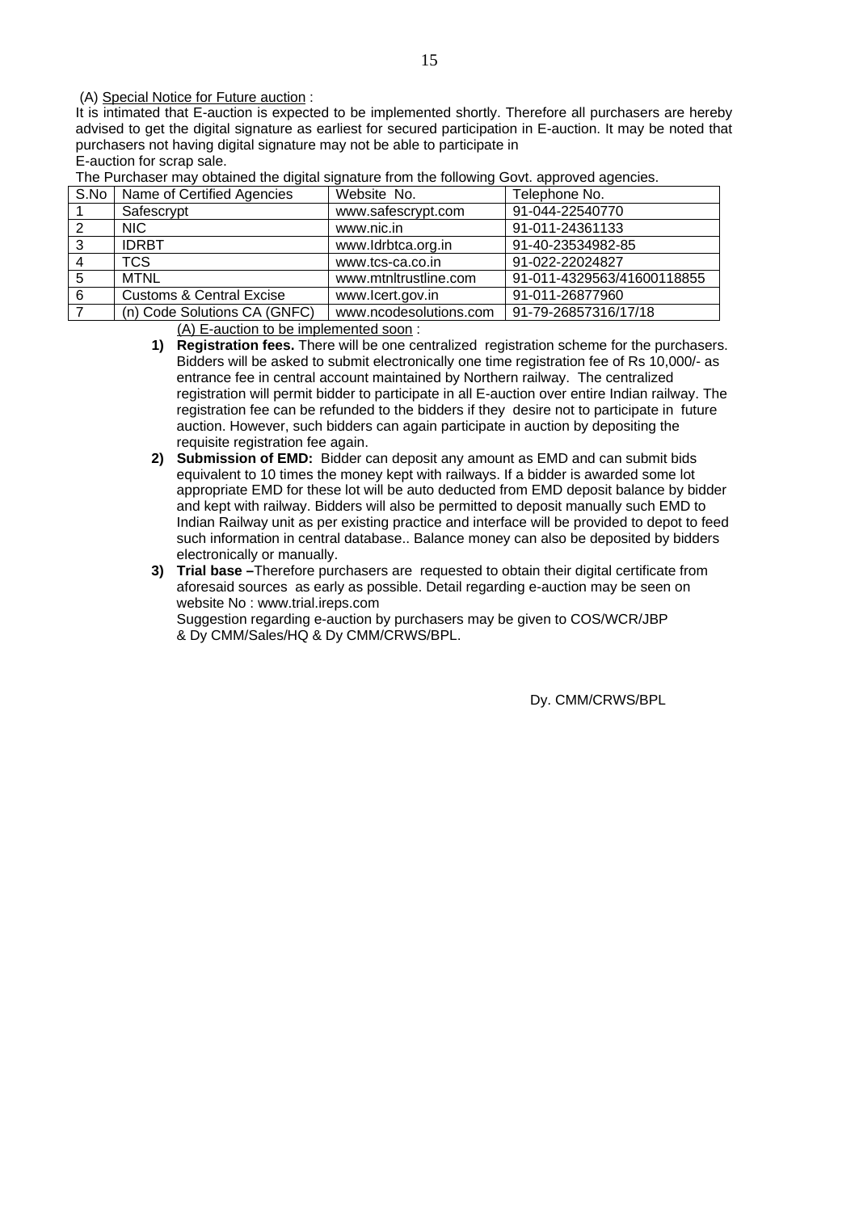(A) Special Notice for Future auction :

It is intimated that E-auction is expected to be implemented shortly. Therefore all purchasers are hereby advised to get the digital signature as earliest for secured participation in E-auction. It may be noted that purchasers not having digital signature may not be able to participate in
E-auction for scrap sale.

The Purchaser may obtained the digital signature from the following Govt. approved agencies.

| S.No | Name of Certified Agencies | Website No. | Telephone No. |
|---|---|---|---|
| 1 | Safescrypt | www.safescrypt.com | 91-044-22540770 |
| 2 | NIC | www.nic.in | 91-011-24361133 |
| 3 | IDRBT | www.Idrbtca.org.in | 91-40-23534982-85 |
| 4 | TCS | www.tcs-ca.co.in | 91-022-22024827 |
| 5 | MTNL | www.mtnltrustline.com | 91-011-4329563/41600118855 |
| 6 | Customs & Central Excise | www.Icert.gov.in | 91-011-26877960 |
| 7 | (n) Code Solutions CA (GNFC) | www.ncodesolutions.com | 91-79-26857316/17/18 |

(A) E-auction to be implemented soon :

1) **Registration fees.** There will be one centralized registration scheme for the purchasers. Bidders will be asked to submit electronically one time registration fee of Rs 10,000/- as entrance fee in central account maintained by Northern railway. The centralized registration will permit bidder to participate in all E-auction over entire Indian railway. The registration fee can be refunded to the bidders if they desire not to participate in future auction. However, such bidders can again participate in auction by depositing the requisite registration fee again.
2) **Submission of EMD:** Bidder can deposit any amount as EMD and can submit bids equivalent to 10 times the money kept with railways. If a bidder is awarded some lot appropriate EMD for these lot will be auto deducted from EMD deposit balance by bidder and kept with railway. Bidders will also be permitted to deposit manually such EMD to Indian Railway unit as per existing practice and interface will be provided to depot to feed such information in central database.. Balance money can also be deposited by bidders electronically or manually.
3) **Trial base –**Therefore purchasers are requested to obtain their digital certificate from aforesaid sources as early as possible. Detail regarding e-auction may be seen on website No : www.trial.ireps.com
   Suggestion regarding e-auction by purchasers may be given to COS/WCR/JBP & Dy CMM/Sales/HQ & Dy CMM/CRWS/BPL.

Dy. CMM/CRWS/BPL